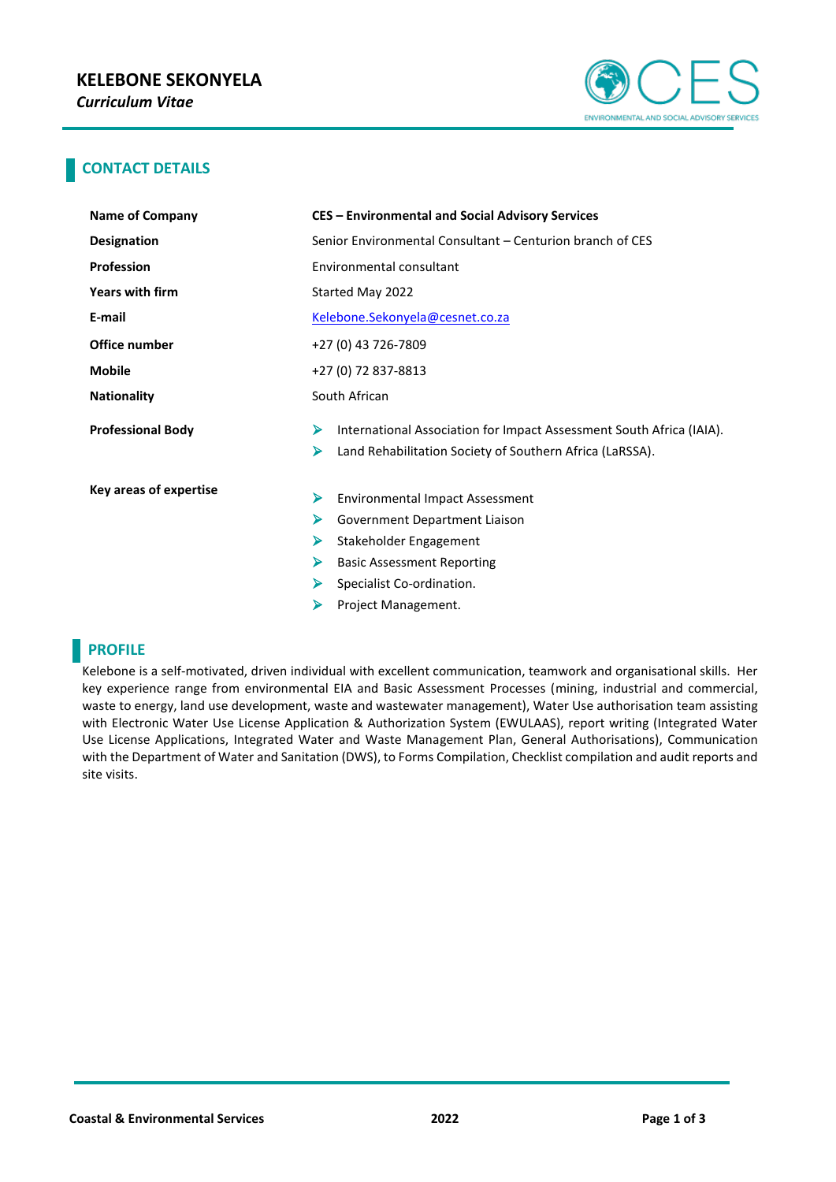# KELEBONE SEKONYELA

*Curriculum Vitae*

## CONTACT DETAILS

| | |
|---|---|
| **Name of Company** | **CES – Environmental and Social Advisory Services** |
| **Designation** | Senior Environmental Consultant – Centurion branch of CES |
| **Profession** | Environmental consultant |
| **Years with firm** | Started May 2022 |
| **E-mail** | Kelebone.Sekonyela@cesnet.co.za |
| **Office number** | +27 (0) 43 726-7809 |
| **Mobile** | +27 (0) 72 837-8813 |
| **Nationality** | South African |
| **Professional Body** | ➢ International Association for Impact Assessment South Africa (IAIA).<br>➢ Land Rehabilitation Society of Southern Africa (LaRSSA). |
| **Key areas of expertise** | ➢ Environmental Impact Assessment<br>➢ Government Department Liaison<br>➢ Stakeholder Engagement<br>➢ Basic Assessment Reporting<br>➢ Specialist Co-ordination.<br>➢ Project Management. |

## PROFILE

Kelebone is a self-motivated, driven individual with excellent communication, teamwork and organisational skills. Her key experience range from environmental EIA and Basic Assessment Processes (mining, industrial and commercial, waste to energy, land use development, waste and wastewater management), Water Use authorisation team assisting with Electronic Water Use License Application & Authorization System (EWULAAS), report writing (Integrated Water Use License Applications, Integrated Water and Waste Management Plan, General Authorisations), Communication with the Department of Water and Sanitation (DWS), to Forms Compilation, Checklist compilation and audit reports and site visits.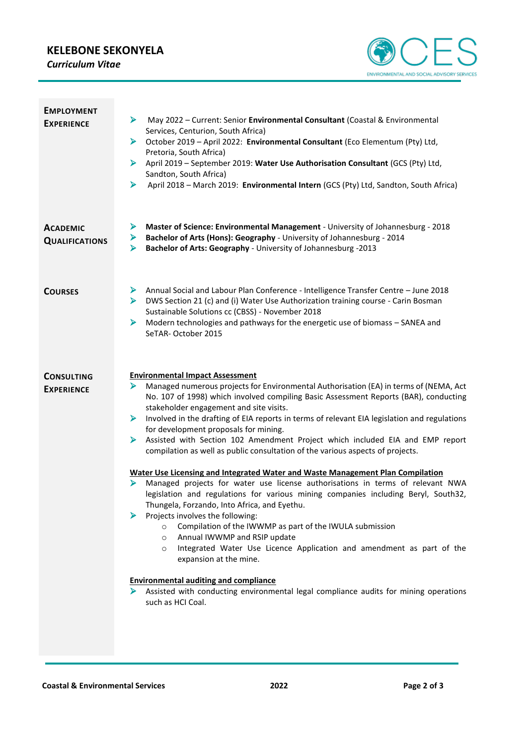**KELEBONE SEKONYELA**
*Curriculum Vitae*

## Employment Experience

- May 2022 – Current: Senior **Environmental Consultant** (Coastal & Environmental Services, Centurion, South Africa)
- October 2019 – April 2022: **Environmental Consultant** (Eco Elementum (Pty) Ltd, Pretoria, South Africa)
- April 2019 – September 2019: **Water Use Authorisation Consultant** (GCS (Pty) Ltd, Sandton, South Africa)
- April 2018 – March 2019: **Environmental Intern** (GCS (Pty) Ltd, Sandton, South Africa)

## Academic Qualifications

- **Master of Science: Environmental Management** - University of Johannesburg - 2018
- **Bachelor of Arts (Hons): Geography** - University of Johannesburg - 2014
- **Bachelor of Arts: Geography** - University of Johannesburg -2013

## Courses

- Annual Social and Labour Plan Conference - Intelligence Transfer Centre – June 2018
- DWS Section 21 (c) and (i) Water Use Authorization training course - Carin Bosman Sustainable Solutions cc (CBSS) - November 2018
- Modern technologies and pathways for the energetic use of biomass – SANEA and SeTAR- October 2015

## Consulting Experience

**Environmental Impact Assessment**

- Managed numerous projects for Environmental Authorisation (EA) in terms of (NEMA, Act No. 107 of 1998) which involved compiling Basic Assessment Reports (BAR), conducting stakeholder engagement and site visits.
- Involved in the drafting of EIA reports in terms of relevant EIA legislation and regulations for development proposals for mining.
- Assisted with Section 102 Amendment Project which included EIA and EMP report compilation as well as public consultation of the various aspects of projects.

**Water Use Licensing and Integrated Water and Waste Management Plan Compilation**

- Managed projects for water use license authorisations in terms of relevant NWA legislation and regulations for various mining companies including Beryl, South32, Thungela, Forzando, Into Africa, and Eyethu.
- Projects involves the following:
  - Compilation of the IWWMP as part of the IWULA submission
  - Annual IWWMP and RSIP update
  - Integrated Water Use Licence Application and amendment as part of the expansion at the mine.

**Environmental auditing and compliance**

- Assisted with conducting environmental legal compliance audits for mining operations such as HCI Coal.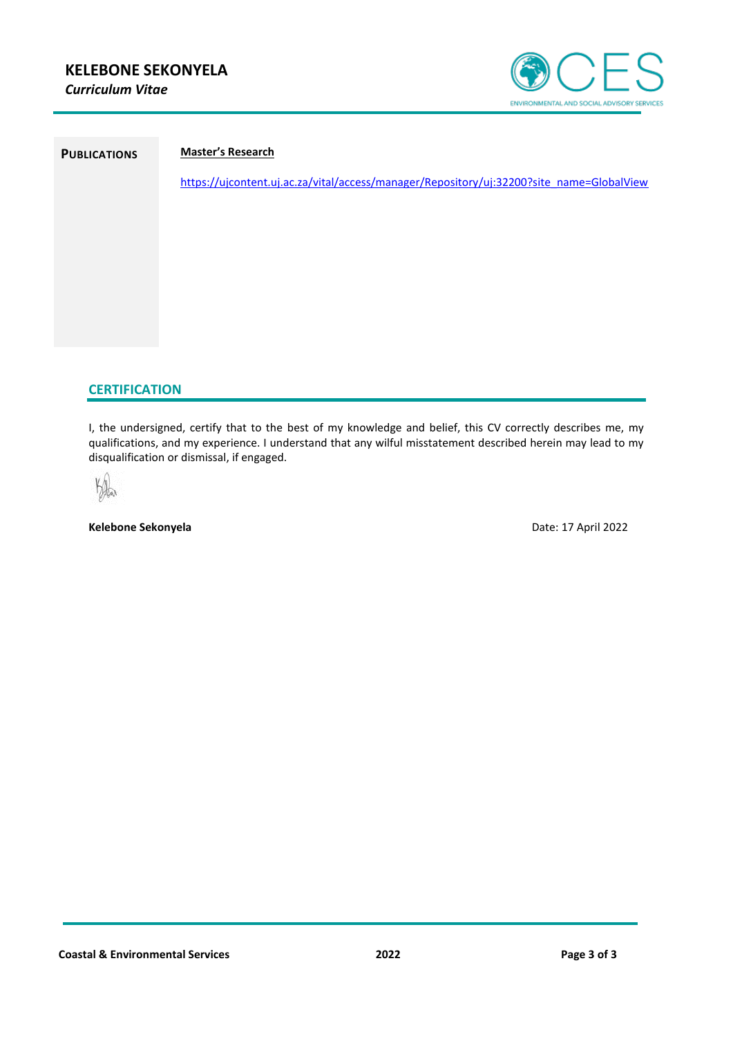## PUBLICATIONS

**Master's Research**

https://ujcontent.uj.ac.za/vital/access/manager/Repository/uj:32200?site_name=GlobalView

## CERTIFICATION

I, the undersigned, certify that to the best of my knowledge and belief, this CV correctly describes me, my qualifications, and my experience. I understand that any wilful misstatement described herein may lead to my disqualification or dismissal, if engaged.

**Kelebone Sekonyela**

Date: 17 April 2022